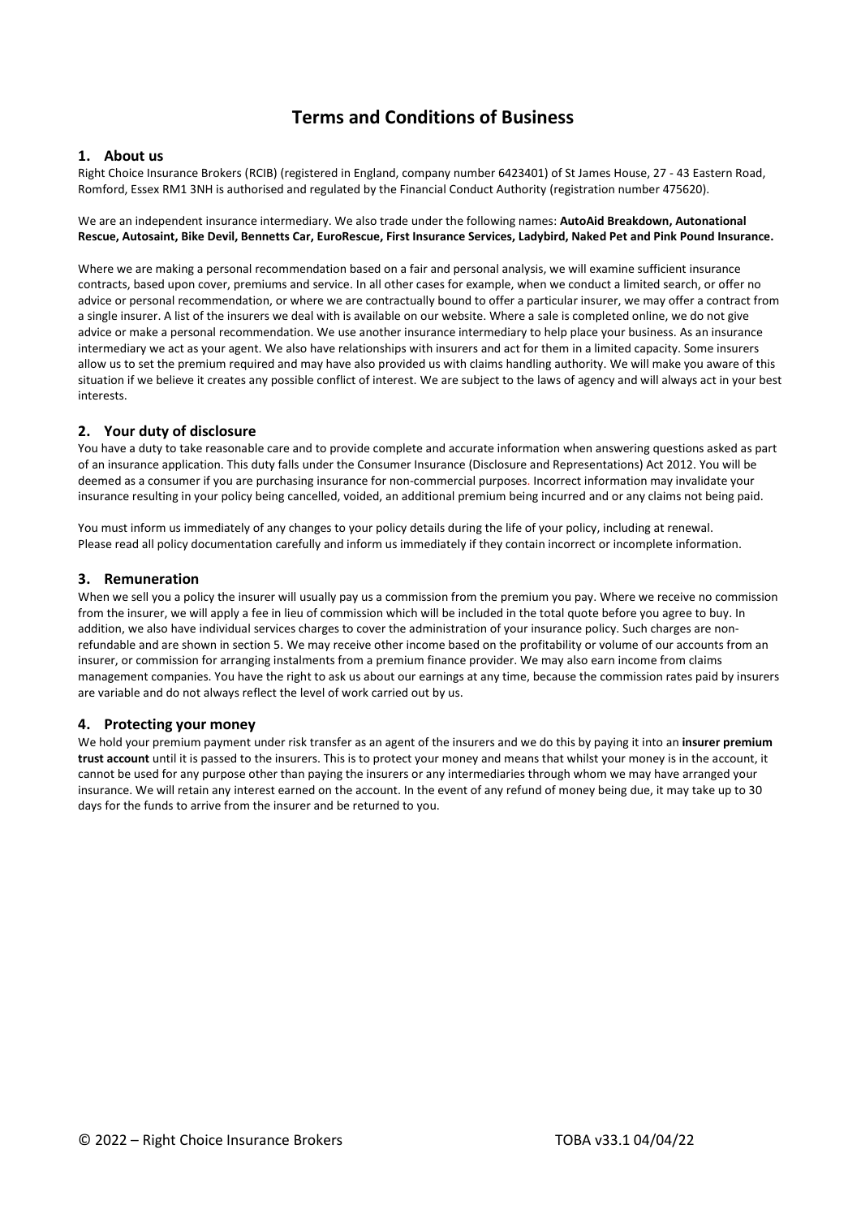# Terms and Conditions of Business

## 1. About us

Right Choice Insurance Brokers (RCIB) (registered in England, company number 6423401) of St James House, 27 - 43 Eastern Road, Romford, Essex RM1 3NH is authorised and regulated by the Financial Conduct Authority (registration number 475620).

We are an independent insurance intermediary. We also trade under the following names: **AutoAid Breakdown, Autonational Rescue, Autosaint, Bike Devil, Bennetts Car, EuroRescue, First Insurance Services, Ladybird, Naked Pet and Pink Pound Insurance.**

Where we are making a personal recommendation based on a fair and personal analysis, we will examine sufficient insurance contracts, based upon cover, premiums and service. In all other cases for example, when we conduct a limited search, or offer no advice or personal recommendation, or where we are contractually bound to offer a particular insurer, we may offer a contract from a single insurer. A list of the insurers we deal with is available on our website. Where a sale is completed online, we do not give advice or make a personal recommendation. We use another insurance intermediary to help place your business. As an insurance intermediary we act as your agent. We also have relationships with insurers and act for them in a limited capacity. Some insurers allow us to set the premium required and may have also provided us with claims handling authority. We will make you aware of this situation if we believe it creates any possible conflict of interest. We are subject to the laws of agency and will always act in your best interests.

## 2. Your duty of disclosure

You have a duty to take reasonable care and to provide complete and accurate information when answering questions asked as part of an insurance application. This duty falls under the Consumer Insurance (Disclosure and Representations) Act 2012. You will be deemed as a consumer if you are purchasing insurance for non-commercial purposes. Incorrect information may invalidate your insurance resulting in your policy being cancelled, voided, an additional premium being incurred and or any claims not being paid.

You must inform us immediately of any changes to your policy details during the life of your policy, including at renewal.
Please read all policy documentation carefully and inform us immediately if they contain incorrect or incomplete information.

## 3. Remuneration

When we sell you a policy the insurer will usually pay us a commission from the premium you pay. Where we receive no commission from the insurer, we will apply a fee in lieu of commission which will be included in the total quote before you agree to buy. In addition, we also have individual services charges to cover the administration of your insurance policy. Such charges are non-refundable and are shown in section 5. We may receive other income based on the profitability or volume of our accounts from an insurer, or commission for arranging instalments from a premium finance provider. We may also earn income from claims management companies. You have the right to ask us about our earnings at any time, because the commission rates paid by insurers are variable and do not always reflect the level of work carried out by us.

## 4. Protecting your money

We hold your premium payment under risk transfer as an agent of the insurers and we do this by paying it into an **insurer premium trust account** until it is passed to the insurers. This is to protect your money and means that whilst your money is in the account, it cannot be used for any purpose other than paying the insurers or any intermediaries through whom we may have arranged your insurance. We will retain any interest earned on the account. In the event of any refund of money being due, it may take up to 30 days for the funds to arrive from the insurer and be returned to you.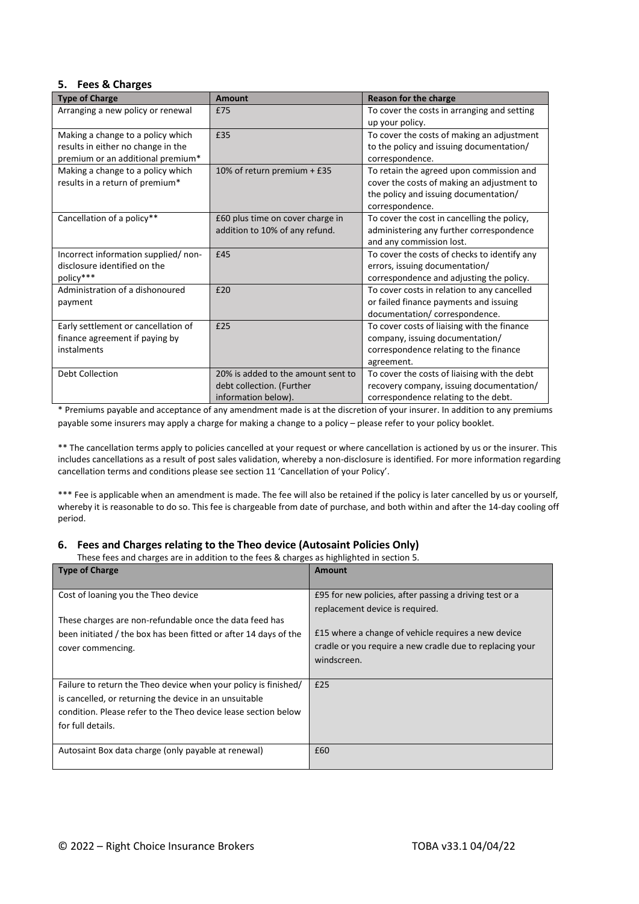## 5. Fees & Charges

| Type of Charge | Amount | Reason for the charge |
|---|---|---|
| Arranging a new policy or renewal | £75 | To cover the costs in arranging and setting up your policy. |
| Making a change to a policy which results in either no change in the premium or an additional premium* | £35 | To cover the costs of making an adjustment to the policy and issuing documentation/ correspondence. |
| Making a change to a policy which results in a return of premium* | 10% of return premium + £35 | To retain the agreed upon commission and cover the costs of making an adjustment to the policy and issuing documentation/ correspondence. |
| Cancellation of a policy** | £60 plus time on cover charge in addition to 10% of any refund. | To cover the cost in cancelling the policy, administering any further correspondence and any commission lost. |
| Incorrect information supplied/ non-disclosure identified on the policy*** | £45 | To cover the costs of checks to identify any errors, issuing documentation/ correspondence and adjusting the policy. |
| Administration of a dishonoured payment | £20 | To cover costs in relation to any cancelled or failed finance payments and issuing documentation/ correspondence. |
| Early settlement or cancellation of finance agreement if paying by instalments | £25 | To cover costs of liaising with the finance company, issuing documentation/ correspondence relating to the finance agreement. |
| Debt Collection | 20% is added to the amount sent to debt collection. (Further information below). | To cover the costs of liaising with the debt recovery company, issuing documentation/ correspondence relating to the debt. |

* Premiums payable and acceptance of any amendment made is at the discretion of your insurer. In addition to any premiums payable some insurers may apply a charge for making a change to a policy – please refer to your policy booklet.

** The cancellation terms apply to policies cancelled at your request or where cancellation is actioned by us or the insurer. This includes cancellations as a result of post sales validation, whereby a non-disclosure is identified. For more information regarding cancellation terms and conditions please see section 11 'Cancellation of your Policy'.

*** Fee is applicable when an amendment is made. The fee will also be retained if the policy is later cancelled by us or yourself, whereby it is reasonable to do so. This fee is chargeable from date of purchase, and both within and after the 14-day cooling off period.

## 6. Fees and Charges relating to the Theo device (Autosaint Policies Only)

These fees and charges are in addition to the fees & charges as highlighted in section 5.

| Type of Charge | Amount |
|---|---|
| Cost of loaning you the Theo device<br><br>These charges are non-refundable once the data feed has been initiated / the box has been fitted or after 14 days of the cover commencing. | £95 for new policies, after passing a driving test or a replacement device is required.<br><br>£15 where a change of vehicle requires a new device cradle or you require a new cradle due to replacing your windscreen. |
| Failure to return the Theo device when your policy is finished/ is cancelled, or returning the device in an unsuitable condition. Please refer to the Theo device lease section below for full details. | £25 |
| Autosaint Box data charge (only payable at renewal) | £60 |

© 2022 – Right Choice Insurance Brokers TOBA v33.1 04/04/22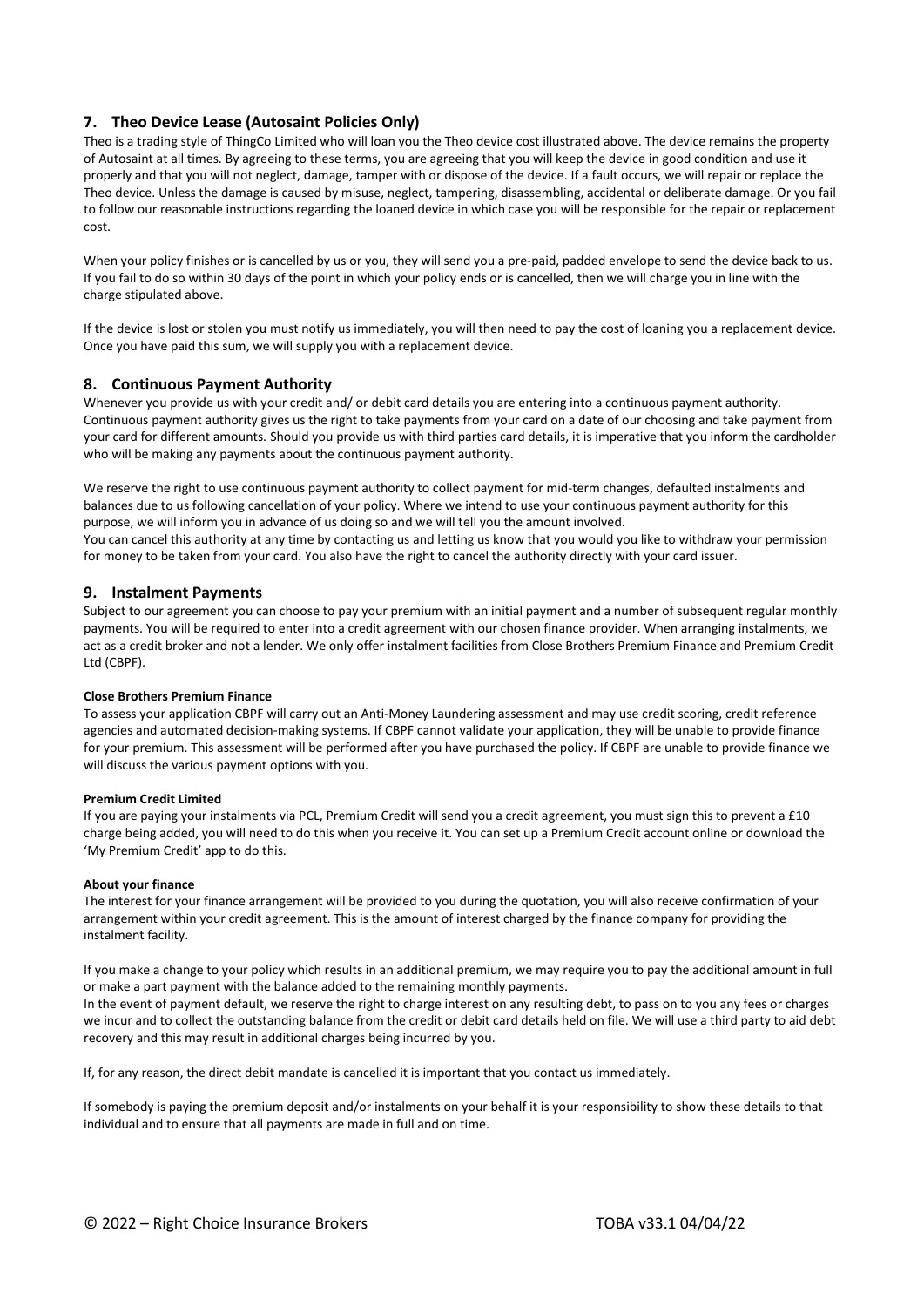## 7. Theo Device Lease (Autosaint Policies Only)

Theo is a trading style of ThingCo Limited who will loan you the Theo device cost illustrated above. The device remains the property of Autosaint at all times. By agreeing to these terms, you are agreeing that you will keep the device in good condition and use it properly and that you will not neglect, damage, tamper with or dispose of the device. If a fault occurs, we will repair or replace the Theo device. Unless the damage is caused by misuse, neglect, tampering, disassembling, accidental or deliberate damage. Or you fail to follow our reasonable instructions regarding the loaned device in which case you will be responsible for the repair or replacement cost.

When your policy finishes or is cancelled by us or you, they will send you a pre-paid, padded envelope to send the device back to us. If you fail to do so within 30 days of the point in which your policy ends or is cancelled, then we will charge you in line with the charge stipulated above.

If the device is lost or stolen you must notify us immediately, you will then need to pay the cost of loaning you a replacement device. Once you have paid this sum, we will supply you with a replacement device.

## 8. Continuous Payment Authority

Whenever you provide us with your credit and/ or debit card details you are entering into a continuous payment authority. Continuous payment authority gives us the right to take payments from your card on a date of our choosing and take payment from your card for different amounts. Should you provide us with third parties card details, it is imperative that you inform the cardholder who will be making any payments about the continuous payment authority.

We reserve the right to use continuous payment authority to collect payment for mid-term changes, defaulted instalments and balances due to us following cancellation of your policy. Where we intend to use your continuous payment authority for this purpose, we will inform you in advance of us doing so and we will tell you the amount involved.
You can cancel this authority at any time by contacting us and letting us know that you would you like to withdraw your permission for money to be taken from your card. You also have the right to cancel the authority directly with your card issuer.

## 9. Instalment Payments

Subject to our agreement you can choose to pay your premium with an initial payment and a number of subsequent regular monthly payments. You will be required to enter into a credit agreement with our chosen finance provider. When arranging instalments, we act as a credit broker and not a lender. We only offer instalment facilities from Close Brothers Premium Finance and Premium Credit Ltd (CBPF).

**Close Brothers Premium Finance**

To assess your application CBPF will carry out an Anti-Money Laundering assessment and may use credit scoring, credit reference agencies and automated decision-making systems. If CBPF cannot validate your application, they will be unable to provide finance for your premium. This assessment will be performed after you have purchased the policy. If CBPF are unable to provide finance we will discuss the various payment options with you.

**Premium Credit Limited**

If you are paying your instalments via PCL, Premium Credit will send you a credit agreement, you must sign this to prevent a £10 charge being added, you will need to do this when you receive it. You can set up a Premium Credit account online or download the 'My Premium Credit' app to do this.

**About your finance**

The interest for your finance arrangement will be provided to you during the quotation, you will also receive confirmation of your arrangement within your credit agreement. This is the amount of interest charged by the finance company for providing the instalment facility.

If you make a change to your policy which results in an additional premium, we may require you to pay the additional amount in full or make a part payment with the balance added to the remaining monthly payments.
In the event of payment default, we reserve the right to charge interest on any resulting debt, to pass on to you any fees or charges we incur and to collect the outstanding balance from the credit or debit card details held on file. We will use a third party to aid debt recovery and this may result in additional charges being incurred by you.

If, for any reason, the direct debit mandate is cancelled it is important that you contact us immediately.

If somebody is paying the premium deposit and/or instalments on your behalf it is your responsibility to show these details to that individual and to ensure that all payments are made in full and on time.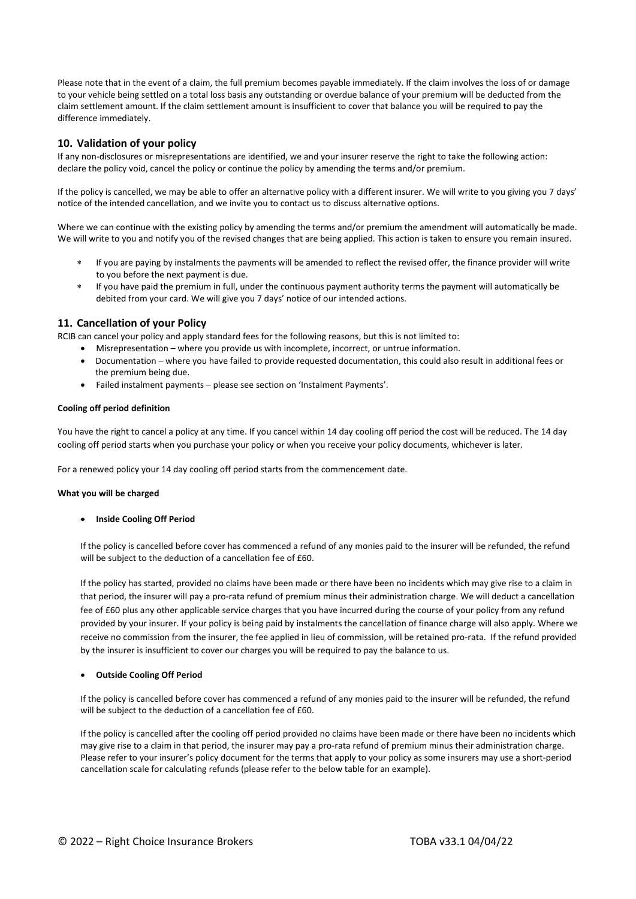Please note that in the event of a claim, the full premium becomes payable immediately. If the claim involves the loss of or damage to your vehicle being settled on a total loss basis any outstanding or overdue balance of your premium will be deducted from the claim settlement amount. If the claim settlement amount is insufficient to cover that balance you will be required to pay the difference immediately.

## 10. Validation of your policy

If any non-disclosures or misrepresentations are identified, we and your insurer reserve the right to take the following action: declare the policy void, cancel the policy or continue the policy by amending the terms and/or premium.

If the policy is cancelled, we may be able to offer an alternative policy with a different insurer. We will write to you giving you 7 days' notice of the intended cancellation, and we invite you to contact us to discuss alternative options.

Where we can continue with the existing policy by amending the terms and/or premium the amendment will automatically be made. We will write to you and notify you of the revised changes that are being applied. This action is taken to ensure you remain insured.

- If you are paying by instalments the payments will be amended to reflect the revised offer, the finance provider will write to you before the next payment is due.
- If you have paid the premium in full, under the continuous payment authority terms the payment will automatically be debited from your card. We will give you 7 days' notice of our intended actions.

## 11. Cancellation of your Policy

RCIB can cancel your policy and apply standard fees for the following reasons, but this is not limited to:

- Misrepresentation – where you provide us with incomplete, incorrect, or untrue information.
- Documentation – where you have failed to provide requested documentation, this could also result in additional fees or the premium being due.
- Failed instalment payments – please see section on 'Instalment Payments'.

**Cooling off period definition**

You have the right to cancel a policy at any time. If you cancel within 14 day cooling off period the cost will be reduced. The 14 day cooling off period starts when you purchase your policy or when you receive your policy documents, whichever is later.

For a renewed policy your 14 day cooling off period starts from the commencement date.

**What you will be charged**

- **Inside Cooling Off Period**

  If the policy is cancelled before cover has commenced a refund of any monies paid to the insurer will be refunded, the refund will be subject to the deduction of a cancellation fee of £60.

  If the policy has started, provided no claims have been made or there have been no incidents which may give rise to a claim in that period, the insurer will pay a pro-rata refund of premium minus their administration charge. We will deduct a cancellation fee of £60 plus any other applicable service charges that you have incurred during the course of your policy from any refund provided by your insurer. If your policy is being paid by instalments the cancellation of finance charge will also apply. Where we receive no commission from the insurer, the fee applied in lieu of commission, will be retained pro-rata. If the refund provided by the insurer is insufficient to cover our charges you will be required to pay the balance to us.

- **Outside Cooling Off Period**

  If the policy is cancelled before cover has commenced a refund of any monies paid to the insurer will be refunded, the refund will be subject to the deduction of a cancellation fee of £60.

  If the policy is cancelled after the cooling off period provided no claims have been made or there have been no incidents which may give rise to a claim in that period, the insurer may pay a pro-rata refund of premium minus their administration charge. Please refer to your insurer's policy document for the terms that apply to your policy as some insurers may use a short-period cancellation scale for calculating refunds (please refer to the below table for an example).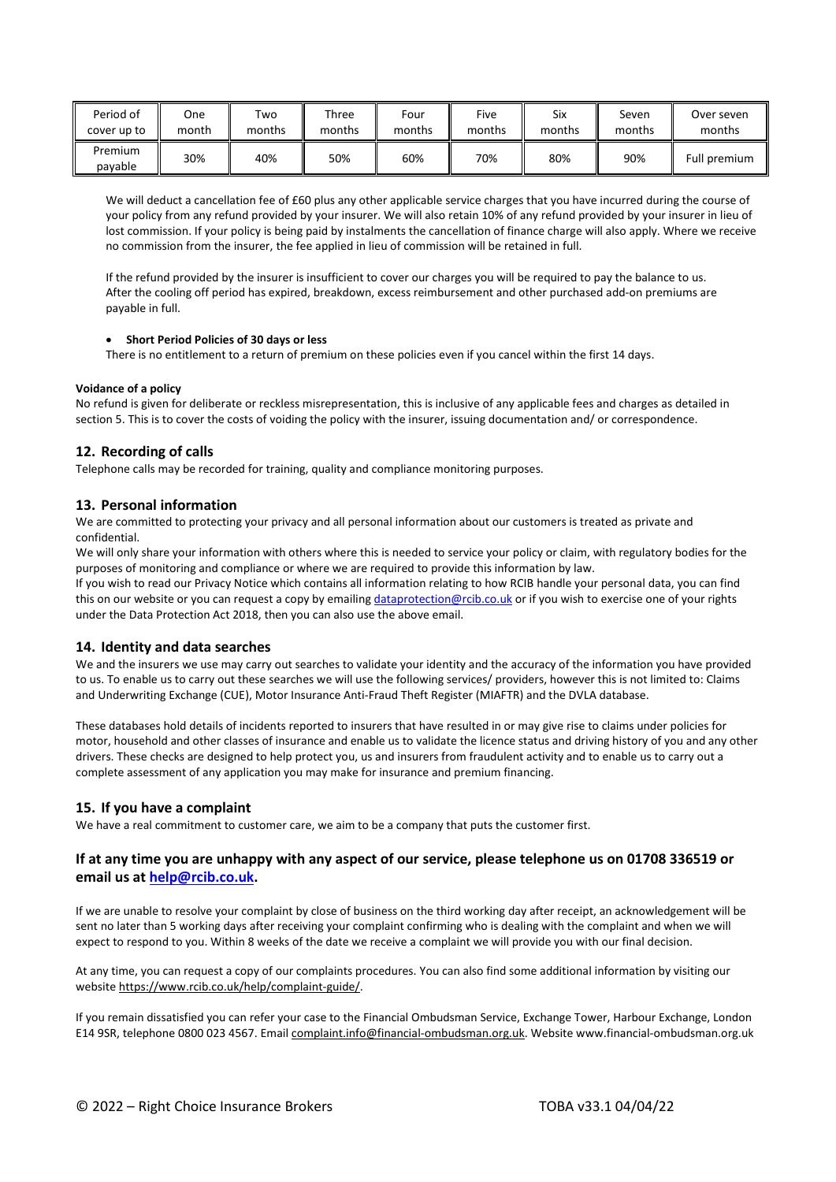| Period of cover up to | One month | Two months | Three months | Four months | Five months | Six months | Seven months | Over seven months |
|---|---|---|---|---|---|---|---|---|
| Premium payable | 30% | 40% | 50% | 60% | 70% | 80% | 90% | Full premium |

We will deduct a cancellation fee of £60 plus any other applicable service charges that you have incurred during the course of your policy from any refund provided by your insurer. We will also retain 10% of any refund provided by your insurer in lieu of lost commission. If your policy is being paid by instalments the cancellation of finance charge will also apply. Where we receive no commission from the insurer, the fee applied in lieu of commission will be retained in full.

If the refund provided by the insurer is insufficient to cover our charges you will be required to pay the balance to us. After the cooling off period has expired, breakdown, excess reimbursement and other purchased add-on premiums are payable in full.

- **Short Period Policies of 30 days or less**

There is no entitlement to a return of premium on these policies even if you cancel within the first 14 days.

**Voidance of a policy**

No refund is given for deliberate or reckless misrepresentation, this is inclusive of any applicable fees and charges as detailed in section 5. This is to cover the costs of voiding the policy with the insurer, issuing documentation and/ or correspondence.

## 12. Recording of calls

Telephone calls may be recorded for training, quality and compliance monitoring purposes.

## 13. Personal information

We are committed to protecting your privacy and all personal information about our customers is treated as private and confidential.

We will only share your information with others where this is needed to service your policy or claim, with regulatory bodies for the purposes of monitoring and compliance or where we are required to provide this information by law.

If you wish to read our Privacy Notice which contains all information relating to how RCIB handle your personal data, you can find this on our website or you can request a copy by emailing dataprotection@rcib.co.uk or if you wish to exercise one of your rights under the Data Protection Act 2018, then you can also use the above email.

## 14. Identity and data searches

We and the insurers we use may carry out searches to validate your identity and the accuracy of the information you have provided to us. To enable us to carry out these searches we will use the following services/ providers, however this is not limited to: Claims and Underwriting Exchange (CUE), Motor Insurance Anti-Fraud Theft Register (MIAFTR) and the DVLA database.

These databases hold details of incidents reported to insurers that have resulted in or may give rise to claims under policies for motor, household and other classes of insurance and enable us to validate the licence status and driving history of you and any other drivers. These checks are designed to help protect you, us and insurers from fraudulent activity and to enable us to carry out a complete assessment of any application you may make for insurance and premium financing.

## 15. If you have a complaint

We have a real commitment to customer care, we aim to be a company that puts the customer first.

### If at any time you are unhappy with any aspect of our service, please telephone us on 01708 336519 or email us at help@rcib.co.uk.

If we are unable to resolve your complaint by close of business on the third working day after receipt, an acknowledgement will be sent no later than 5 working days after receiving your complaint confirming who is dealing with the complaint and when we will expect to respond to you. Within 8 weeks of the date we receive a complaint we will provide you with our final decision.

At any time, you can request a copy of our complaints procedures. You can also find some additional information by visiting our website https://www.rcib.co.uk/help/complaint-guide/.

If you remain dissatisfied you can refer your case to the Financial Ombudsman Service, Exchange Tower, Harbour Exchange, London E14 9SR, telephone 0800 023 4567. Email complaint.info@financial-ombudsman.org.uk. Website www.financial-ombudsman.org.uk

© 2022 – Right Choice Insurance Brokers TOBA v33.1 04/04/22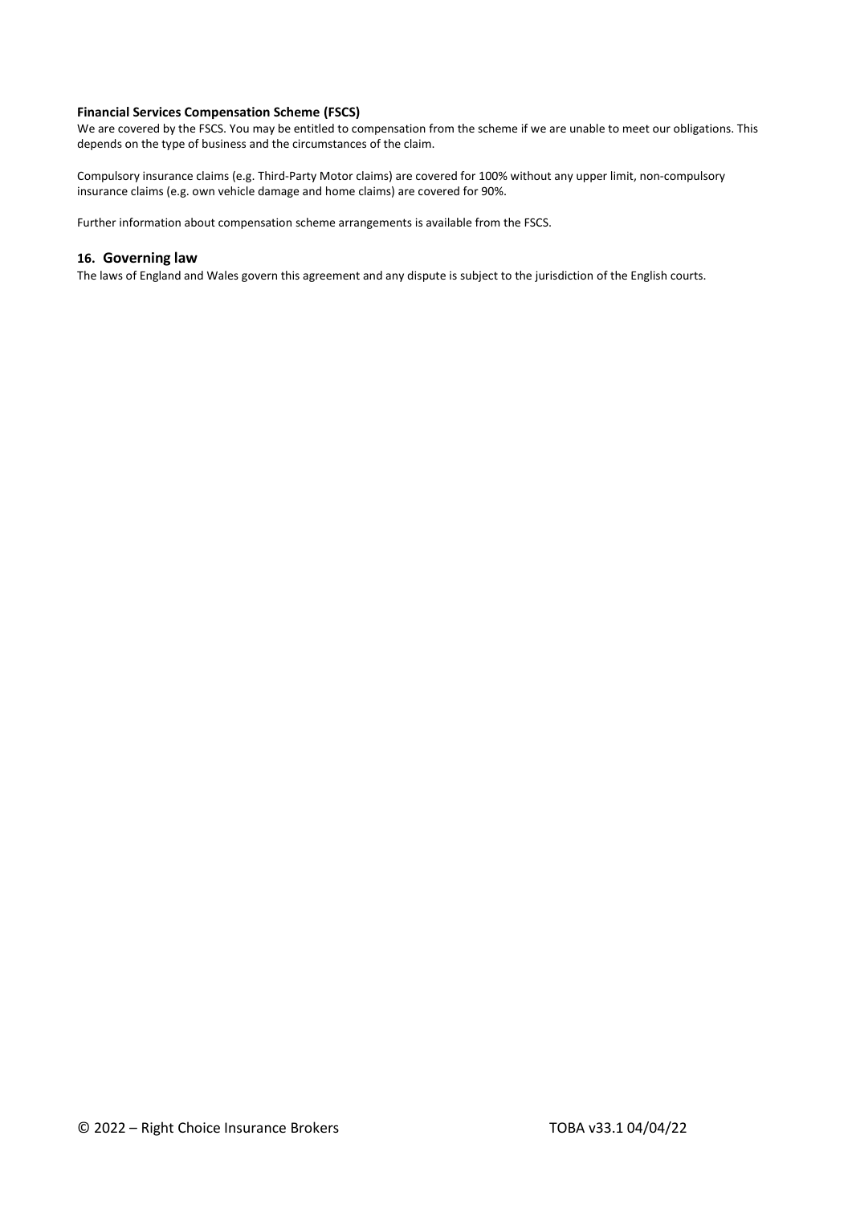**Financial Services Compensation Scheme (FSCS)**

We are covered by the FSCS. You may be entitled to compensation from the scheme if we are unable to meet our obligations. This depends on the type of business and the circumstances of the claim.

Compulsory insurance claims (e.g. Third-Party Motor claims) are covered for 100% without any upper limit, non-compulsory insurance claims (e.g. own vehicle damage and home claims) are covered for 90%.

Further information about compensation scheme arrangements is available from the FSCS.

## 16. Governing law

The laws of England and Wales govern this agreement and any dispute is subject to the jurisdiction of the English courts.